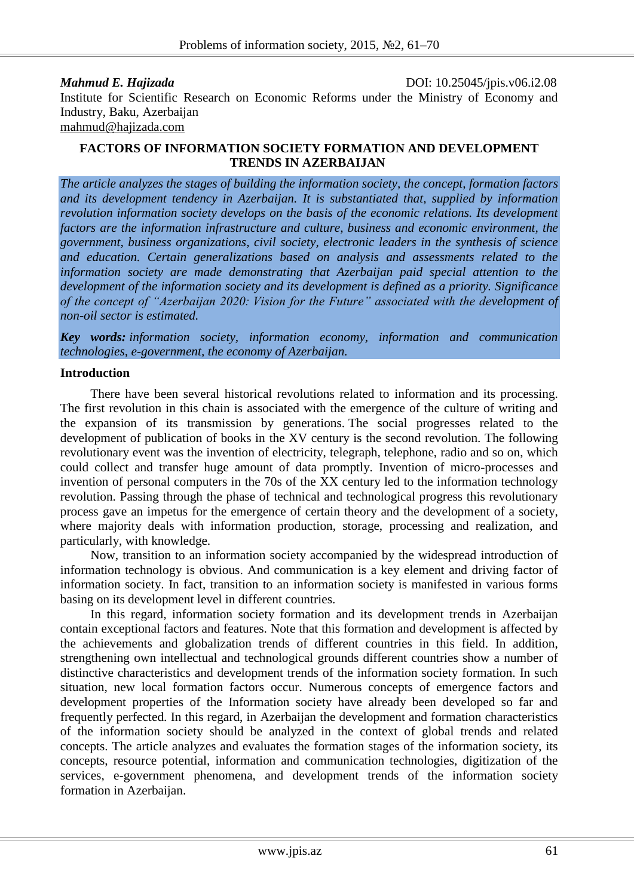**_Mahmud E. Hajizada_** DOI: 10.25045/jpis.v06.i2.08

Institute for Scientific Research on Economic Reforms under the Ministry of Economy and Industry, Baku, Azerbaijan

mahmud@hajizada.com

# FACTORS OF INFORMATION SOCIETY FORMATION AND DEVELOPMENT TRENDS IN AZERBAIJAN

*The article analyzes the stages of building the information society, the concept, formation factors and its development tendency in Azerbaijan. It is substantiated that, supplied by information revolution information society develops on the basis of the economic relations. Its development factors are the information infrastructure and culture, business and economic environment, the government, business organizations, civil society, electronic leaders in the synthesis of science and education. Certain generalizations based on analysis and assessments related to the information society are made demonstrating that Azerbaijan paid special attention to the development of the information society and its development is defined as a priority. Significance of the concept of "Azerbaijan 2020: Vision for the Future" associated with the development of non-oil sector is estimated.*

***Key words:*** *information society, information economy, information and communication technologies, e-government, the economy of Azerbaijan.*

## Introduction

There have been several historical revolutions related to information and its processing. The first revolution in this chain is associated with the emergence of the culture of writing and the expansion of its transmission by generations. The social progresses related to the development of publication of books in the XV century is the second revolution. The following revolutionary event was the invention of electricity, telegraph, telephone, radio and so on, which could collect and transfer huge amount of data promptly. Invention of micro-processes and invention of personal computers in the 70s of the XX century led to the information technology revolution. Passing through the phase of technical and technological progress this revolutionary process gave an impetus for the emergence of certain theory and the development of a society, where majority deals with information production, storage, processing and realization, and particularly, with knowledge.

Now, transition to an information society accompanied by the widespread introduction of information technology is obvious. And communication is a key element and driving factor of information society. In fact, transition to an information society is manifested in various forms basing on its development level in different countries.

In this regard, information society formation and its development trends in Azerbaijan contain exceptional factors and features. Note that this formation and development is affected by the achievements and globalization trends of different countries in this field. In addition, strengthening own intellectual and technological grounds different countries show a number of distinctive characteristics and development trends of the information society formation. In such situation, new local formation factors occur. Numerous concepts of emergence factors and development properties of the Information society have already been developed so far and frequently perfected. In this regard, in Azerbaijan the development and formation characteristics of the information society should be analyzed in the context of global trends and related concepts. The article analyzes and evaluates the formation stages of the information society, its concepts, resource potential, information and communication technologies, digitization of the services, e-government phenomena, and development trends of the information society formation in Azerbaijan.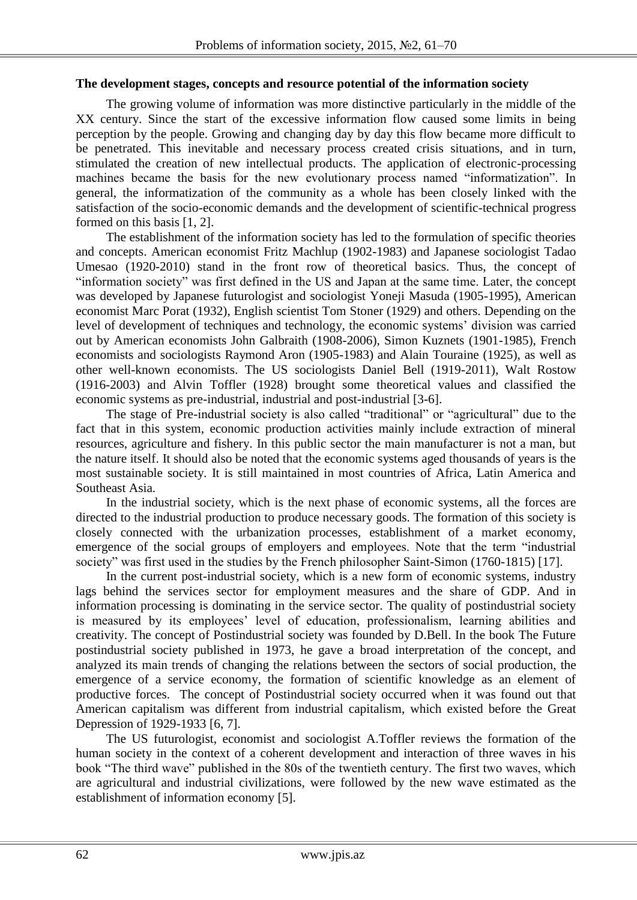**The development stages, concepts and resource potential of the information society**

The growing volume of information was more distinctive particularly in the middle of the XX century. Since the start of the excessive information flow caused some limits in being perception by the people. Growing and changing day by day this flow became more difficult to be penetrated. This inevitable and necessary process created crisis situations, and in turn, stimulated the creation of new intellectual products. The application of electronic-processing machines became the basis for the new evolutionary process named "informatization". In general, the informatization of the community as a whole has been closely linked with the satisfaction of the socio-economic demands and the development of scientific-technical progress formed on this basis [1, 2].

The establishment of the information society has led to the formulation of specific theories and concepts. American economist Fritz Machlup (1902-1983) and Japanese sociologist Tadao Umesao (1920-2010) stand in the front row of theoretical basics. Thus, the concept of "information society" was first defined in the US and Japan at the same time. Later, the concept was developed by Japanese futurologist and sociologist Yoneji Masuda (1905-1995), American economist Marc Porat (1932), English scientist Tom Stoner (1929) and others. Depending on the level of development of techniques and technology, the economic systems' division was carried out by American economists John Galbraith (1908-2006), Simon Kuznets (1901-1985), French economists and sociologists Raymond Aron (1905-1983) and Alain Touraine (1925), as well as other well-known economists. The US sociologists Daniel Bell (1919-2011), Walt Rostow (1916-2003) and Alvin Toffler (1928) brought some theoretical values and classified the economic systems as pre-industrial, industrial and post-industrial [3-6].

The stage of Pre-industrial society is also called "traditional" or "agricultural" due to the fact that in this system, economic production activities mainly include extraction of mineral resources, agriculture and fishery. In this public sector the main manufacturer is not a man, but the nature itself. It should also be noted that the economic systems aged thousands of years is the most sustainable society. It is still maintained in most countries of Africa, Latin America and Southeast Asia.

In the industrial society, which is the next phase of economic systems, all the forces are directed to the industrial production to produce necessary goods. The formation of this society is closely connected with the urbanization processes, establishment of a market economy, emergence of the social groups of employers and employees. Note that the term "industrial society" was first used in the studies by the French philosopher Saint-Simon (1760-1815) [17].

In the current post-industrial society, which is a new form of economic systems, industry lags behind the services sector for employment measures and the share of GDP. And in information processing is dominating in the service sector. The quality of postindustrial society is measured by its employees' level of education, professionalism, learning abilities and creativity. The concept of Postindustrial society was founded by D.Bell. In the book The Future postindustrial society published in 1973, he gave a broad interpretation of the concept, and analyzed its main trends of changing the relations between the sectors of social production, the emergence of a service economy, the formation of scientific knowledge as an element of productive forces. The concept of Postindustrial society occurred when it was found out that American capitalism was different from industrial capitalism, which existed before the Great Depression of 1929-1933 [6, 7].

The US futurologist, economist and sociologist A.Toffler reviews the formation of the human society in the context of a coherent development and interaction of three waves in his book "The third wave" published in the 80s of the twentieth century. The first two waves, which are agricultural and industrial civilizations, were followed by the new wave estimated as the establishment of information economy [5].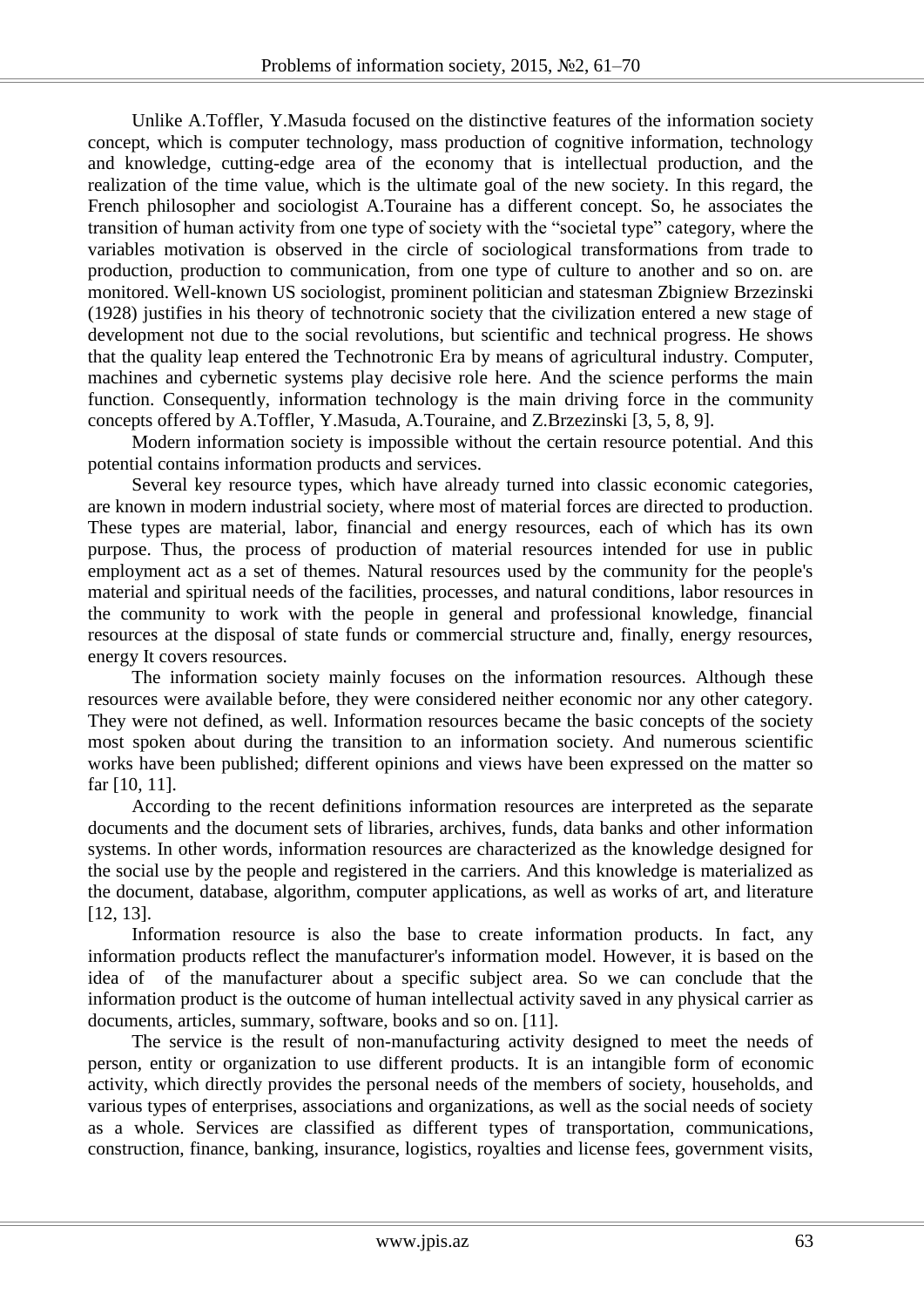Unlike A.Toffler, Y.Masuda focused on the distinctive features of the information society concept, which is computer technology, mass production of cognitive information, technology and knowledge, cutting-edge area of the economy that is intellectual production, and the realization of the time value, which is the ultimate goal of the new society. In this regard, the French philosopher and sociologist A.Touraine has a different concept. So, he associates the transition of human activity from one type of society with the "societal type" category, where the variables motivation is observed in the circle of sociological transformations from trade to production, production to communication, from one type of culture to another and so on. are monitored. Well-known US sociologist, prominent politician and statesman Zbigniew Brzezinski (1928) justifies in his theory of technotronic society that the civilization entered a new stage of development not due to the social revolutions, but scientific and technical progress. He shows that the quality leap entered the Technotronic Era by means of agricultural industry. Computer, machines and cybernetic systems play decisive role here. And the science performs the main function. Consequently, information technology is the main driving force in the community concepts offered by A.Toffler, Y.Masuda, A.Touraine, and Z.Brzezinski [3, 5, 8, 9].

Modern information society is impossible without the certain resource potential. And this potential contains information products and services.

Several key resource types, which have already turned into classic economic categories, are known in modern industrial society, where most of material forces are directed to production. These types are material, labor, financial and energy resources, each of which has its own purpose. Thus, the process of production of material resources intended for use in public employment act as a set of themes. Natural resources used by the community for the people's material and spiritual needs of the facilities, processes, and natural conditions, labor resources in the community to work with the people in general and professional knowledge, financial resources at the disposal of state funds or commercial structure and, finally, energy resources, energy It covers resources.

The information society mainly focuses on the information resources. Although these resources were available before, they were considered neither economic nor any other category. They were not defined, as well. Information resources became the basic concepts of the society most spoken about during the transition to an information society. And numerous scientific works have been published; different opinions and views have been expressed on the matter so far [10, 11].

According to the recent definitions information resources are interpreted as the separate documents and the document sets of libraries, archives, funds, data banks and other information systems. In other words, information resources are characterized as the knowledge designed for the social use by the people and registered in the carriers. And this knowledge is materialized as the document, database, algorithm, computer applications, as well as works of art, and literature [12, 13].

Information resource is also the base to create information products. In fact, any information products reflect the manufacturer's information model. However, it is based on the idea of of the manufacturer about a specific subject area. So we can conclude that the information product is the outcome of human intellectual activity saved in any physical carrier as documents, articles, summary, software, books and so on. [11].

The service is the result of non-manufacturing activity designed to meet the needs of person, entity or organization to use different products. It is an intangible form of economic activity, which directly provides the personal needs of the members of society, households, and various types of enterprises, associations and organizations, as well as the social needs of society as a whole. Services are classified as different types of transportation, communications, construction, finance, banking, insurance, logistics, royalties and license fees, government visits,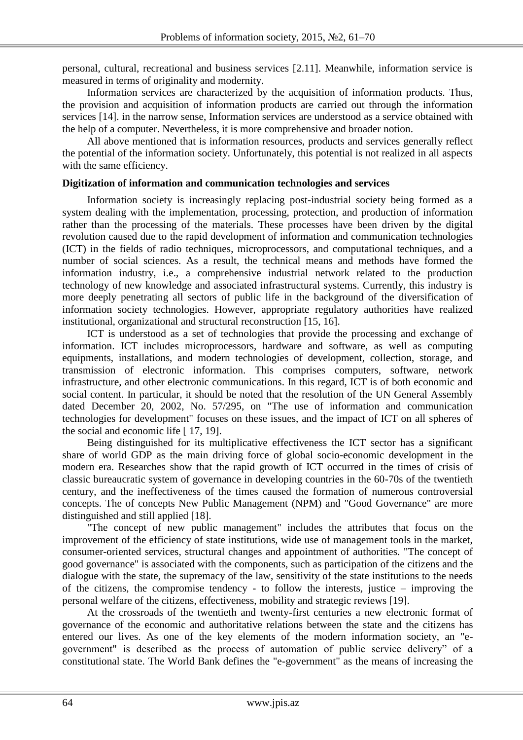personal, cultural, recreational and business services [2.11]. Meanwhile, information service is measured in terms of originality and modernity.

Information services are characterized by the acquisition of information products. Thus, the provision and acquisition of information products are carried out through the information services [14]. in the narrow sense, Information services are understood as a service obtained with the help of a computer. Nevertheless, it is more comprehensive and broader notion.

All above mentioned that is information resources, products and services generally reflect the potential of the information society. Unfortunately, this potential is not realized in all aspects with the same efficiency.

**Digitization of information and communication technologies and services**

Information society is increasingly replacing post-industrial society being formed as a system dealing with the implementation, processing, protection, and production of information rather than the processing of the materials. These processes have been driven by the digital revolution caused due to the rapid development of information and communication technologies (ICT) in the fields of radio techniques, microprocessors, and computational techniques, and a number of social sciences. As a result, the technical means and methods have formed the information industry, i.e., a comprehensive industrial network related to the production technology of new knowledge and associated infrastructural systems. Currently, this industry is more deeply penetrating all sectors of public life in the background of the diversification of information society technologies. However, appropriate regulatory authorities have realized institutional, organizational and structural reconstruction [15, 16].

ICT is understood as a set of technologies that provide the processing and exchange of information. ICT includes microprocessors, hardware and software, as well as computing equipments, installations, and modern technologies of development, collection, storage, and transmission of electronic information. This comprises computers, software, network infrastructure, and other electronic communications. In this regard, ICT is of both economic and social content. In particular, it should be noted that the resolution of the UN General Assembly dated December 20, 2002, No. 57/295, on "The use of information and communication technologies for development" focuses on these issues, and the impact of ICT on all spheres of the social and economic life [ 17, 19].

Being distinguished for its multiplicative effectiveness the ICT sector has a significant share of world GDP as the main driving force of global socio-economic development in the modern era. Researches show that the rapid growth of ICT occurred in the times of crisis of classic bureaucratic system of governance in developing countries in the 60-70s of the twentieth century, and the ineffectiveness of the times caused the formation of numerous controversial concepts. The of concepts New Public Management (NPM) and "Good Governance" are more distinguished and still applied [18].

"The concept of new public management" includes the attributes that focus on the improvement of the efficiency of state institutions, wide use of management tools in the market, consumer-oriented services, structural changes and appointment of authorities. "The concept of good governance" is associated with the components, such as participation of the citizens and the dialogue with the state, the supremacy of the law, sensitivity of the state institutions to the needs of the citizens, the compromise tendency - to follow the interests, justice – improving the personal welfare of the citizens, effectiveness, mobility and strategic reviews [19].

At the crossroads of the twentieth and twenty-first centuries a new electronic format of governance of the economic and authoritative relations between the state and the citizens has entered our lives. As one of the key elements of the modern information society, an "e-government" is described as the process of automation of public service delivery" of a constitutional state. The World Bank defines the "e-government" as the means of increasing the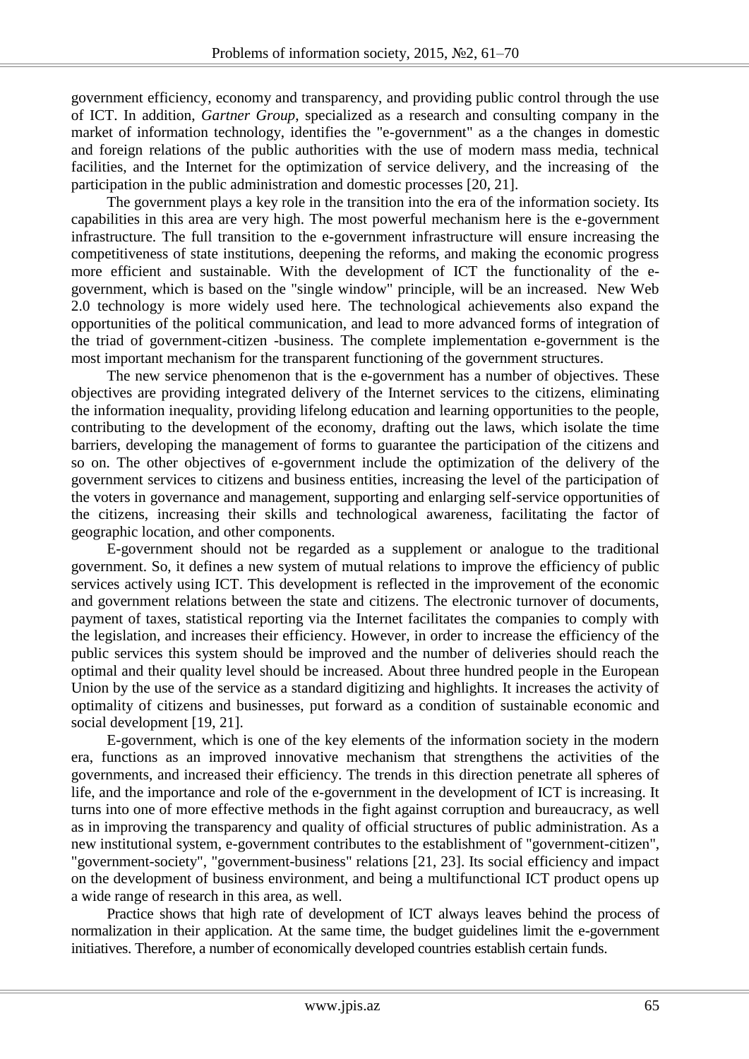government efficiency, economy and transparency, and providing public control through the use of ICT. In addition, *Gartner Group*, specialized as a research and consulting company in the market of information technology, identifies the "e-government" as a the changes in domestic and foreign relations of the public authorities with the use of modern mass media, technical facilities, and the Internet for the optimization of service delivery, and the increasing of the participation in the public administration and domestic processes [20, 21].

The government plays a key role in the transition into the era of the information society. Its capabilities in this area are very high. The most powerful mechanism here is the e-government infrastructure. The full transition to the e-government infrastructure will ensure increasing the competitiveness of state institutions, deepening the reforms, and making the economic progress more efficient and sustainable. With the development of ICT the functionality of the e-government, which is based on the "single window" principle, will be an increased. New Web 2.0 technology is more widely used here. The technological achievements also expand the opportunities of the political communication, and lead to more advanced forms of integration of the triad of government-citizen -business. The complete implementation e-government is the most important mechanism for the transparent functioning of the government structures.

The new service phenomenon that is the e-government has a number of objectives. These objectives are providing integrated delivery of the Internet services to the citizens, eliminating the information inequality, providing lifelong education and learning opportunities to the people, contributing to the development of the economy, drafting out the laws, which isolate the time barriers, developing the management of forms to guarantee the participation of the citizens and so on. The other objectives of e-government include the optimization of the delivery of the government services to citizens and business entities, increasing the level of the participation of the voters in governance and management, supporting and enlarging self-service opportunities of the citizens, increasing their skills and technological awareness, facilitating the factor of geographic location, and other components.

E-government should not be regarded as a supplement or analogue to the traditional government. So, it defines a new system of mutual relations to improve the efficiency of public services actively using ICT. This development is reflected in the improvement of the economic and government relations between the state and citizens. The electronic turnover of documents, payment of taxes, statistical reporting via the Internet facilitates the companies to comply with the legislation, and increases their efficiency. However, in order to increase the efficiency of the public services this system should be improved and the number of deliveries should reach the optimal and their quality level should be increased. About three hundred people in the European Union by the use of the service as a standard digitizing and highlights. It increases the activity of optimality of citizens and businesses, put forward as a condition of sustainable economic and social development [19, 21].

E-government, which is one of the key elements of the information society in the modern era, functions as an improved innovative mechanism that strengthens the activities of the governments, and increased their efficiency. The trends in this direction penetrate all spheres of life, and the importance and role of the e-government in the development of ICT is increasing. It turns into one of more effective methods in the fight against corruption and bureaucracy, as well as in improving the transparency and quality of official structures of public administration. As a new institutional system, e-government contributes to the establishment of "government-citizen", "government-society", "government-business" relations [21, 23]. Its social efficiency and impact on the development of business environment, and being a multifunctional ICT product opens up a wide range of research in this area, as well.

Practice shows that high rate of development of ICT always leaves behind the process of normalization in their application. At the same time, the budget guidelines limit the e-government initiatives. Therefore, a number of economically developed countries establish certain funds.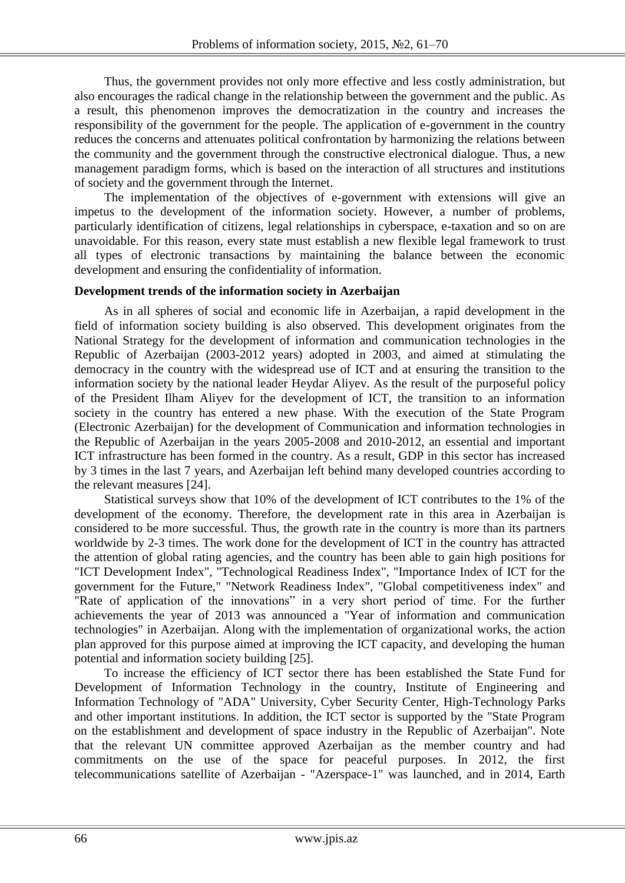Thus, the government provides not only more effective and less costly administration, but also encourages the radical change in the relationship between the government and the public. As a result, this phenomenon improves the democratization in the country and increases the responsibility of the government for the people. The application of e-government in the country reduces the concerns and attenuates political confrontation by harmonizing the relations between the community and the government through the constructive electronical dialogue. Thus, a new management paradigm forms, which is based on the interaction of all structures and institutions of society and the government through the Internet.

The implementation of the objectives of e-government with extensions will give an impetus to the development of the information society. However, a number of problems, particularly identification of citizens, legal relationships in cyberspace, e-taxation and so on are unavoidable. For this reason, every state must establish a new flexible legal framework to trust all types of electronic transactions by maintaining the balance between the economic development and ensuring the confidentiality of information.

**Development trends of the information society in Azerbaijan**

As in all spheres of social and economic life in Azerbaijan, a rapid development in the field of information society building is also observed. This development originates from the National Strategy for the development of information and communication technologies in the Republic of Azerbaijan (2003-2012 years) adopted in 2003, and aimed at stimulating the democracy in the country with the widespread use of ICT and at ensuring the transition to the information society by the national leader Heydar Aliyev. As the result of the purposeful policy of the President Ilham Aliyev for the development of ICT, the transition to an information society in the country has entered a new phase. With the execution of the State Program (Electronic Azerbaijan) for the development of Communication and information technologies in the Republic of Azerbaijan in the years 2005-2008 and 2010-2012, an essential and important ICT infrastructure has been formed in the country. As a result, GDP in this sector has increased by 3 times in the last 7 years, and Azerbaijan left behind many developed countries according to the relevant measures [24].

Statistical surveys show that 10% of the development of ICT contributes to the 1% of the development of the economy. Therefore, the development rate in this area in Azerbaijan is considered to be more successful. Thus, the growth rate in the country is more than its partners worldwide by 2-3 times. The work done for the development of ICT in the country has attracted the attention of global rating agencies, and the country has been able to gain high positions for "ICT Development Index", "Technological Readiness Index", "Importance Index of ICT for the government for the Future," "Network Readiness Index", "Global competitiveness index" and "Rate of application of the innovations" in a very short period of time. For the further achievements the year of 2013 was announced a "Year of information and communication technologies" in Azerbaijan. Along with the implementation of organizational works, the action plan approved for this purpose aimed at improving the ICT capacity, and developing the human potential and information society building [25].

To increase the efficiency of ICT sector there has been established the State Fund for Development of Information Technology in the country, Institute of Engineering and Information Technology of "ADA" University, Cyber Security Center, High-Technology Parks and other important institutions. In addition, the ICT sector is supported by the "State Program on the establishment and development of space industry in the Republic of Azerbaijan". Note that the relevant UN committee approved Azerbaijan as the member country and had commitments on the use of the space for peaceful purposes. In 2012, the first telecommunications satellite of Azerbaijan - "Azerspace-1" was launched, and in 2014, Earth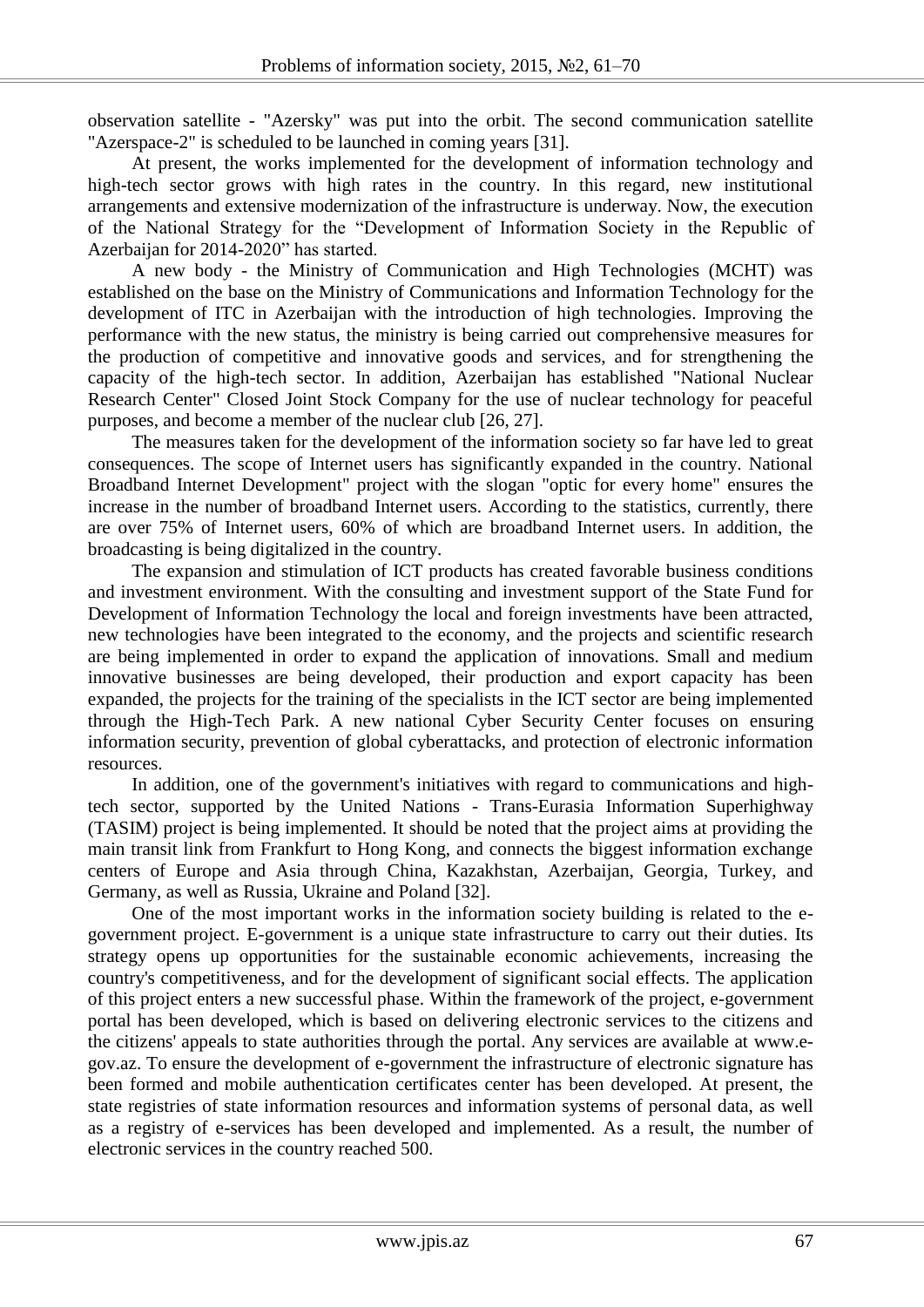observation satellite - "Azersky" was put into the orbit. The second communication satellite "Azerspace-2" is scheduled to be launched in coming years [31].

At present, the works implemented for the development of information technology and high-tech sector grows with high rates in the country. In this regard, new institutional arrangements and extensive modernization of the infrastructure is underway. Now, the execution of the National Strategy for the "Development of Information Society in the Republic of Azerbaijan for 2014-2020" has started.

A new body - the Ministry of Communication and High Technologies (MCHT) was established on the base on the Ministry of Communications and Information Technology for the development of ITC in Azerbaijan with the introduction of high technologies. Improving the performance with the new status, the ministry is being carried out comprehensive measures for the production of competitive and innovative goods and services, and for strengthening the capacity of the high-tech sector. In addition, Azerbaijan has established "National Nuclear Research Center" Closed Joint Stock Company for the use of nuclear technology for peaceful purposes, and become a member of the nuclear club [26, 27].

The measures taken for the development of the information society so far have led to great consequences. The scope of Internet users has significantly expanded in the country. National Broadband Internet Development" project with the slogan "optic for every home" ensures the increase in the number of broadband Internet users. According to the statistics, currently, there are over 75% of Internet users, 60% of which are broadband Internet users. In addition, the broadcasting is being digitalized in the country.

The expansion and stimulation of ICT products has created favorable business conditions and investment environment. With the consulting and investment support of the State Fund for Development of Information Technology the local and foreign investments have been attracted, new technologies have been integrated to the economy, and the projects and scientific research are being implemented in order to expand the application of innovations. Small and medium innovative businesses are being developed, their production and export capacity has been expanded, the projects for the training of the specialists in the ICT sector are being implemented through the High-Tech Park. A new national Cyber Security Center focuses on ensuring information security, prevention of global cyberattacks, and protection of electronic information resources.

In addition, one of the government's initiatives with regard to communications and high-tech sector, supported by the United Nations - Trans-Eurasia Information Superhighway (TASIM) project is being implemented. It should be noted that the project aims at providing the main transit link from Frankfurt to Hong Kong, and connects the biggest information exchange centers of Europe and Asia through China, Kazakhstan, Azerbaijan, Georgia, Turkey, and Germany, as well as Russia, Ukraine and Poland [32].

One of the most important works in the information society building is related to the e-government project. E-government is a unique state infrastructure to carry out their duties. Its strategy opens up opportunities for the sustainable economic achievements, increasing the country's competitiveness, and for the development of significant social effects. The application of this project enters a new successful phase. Within the framework of the project, e-government portal has been developed, which is based on delivering electronic services to the citizens and the citizens' appeals to state authorities through the portal. Any services are available at www.e-gov.az. To ensure the development of e-government the infrastructure of electronic signature has been formed and mobile authentication certificates center has been developed. At present, the state registries of state information resources and information systems of personal data, as well as a registry of e-services has been developed and implemented. As a result, the number of electronic services in the country reached 500.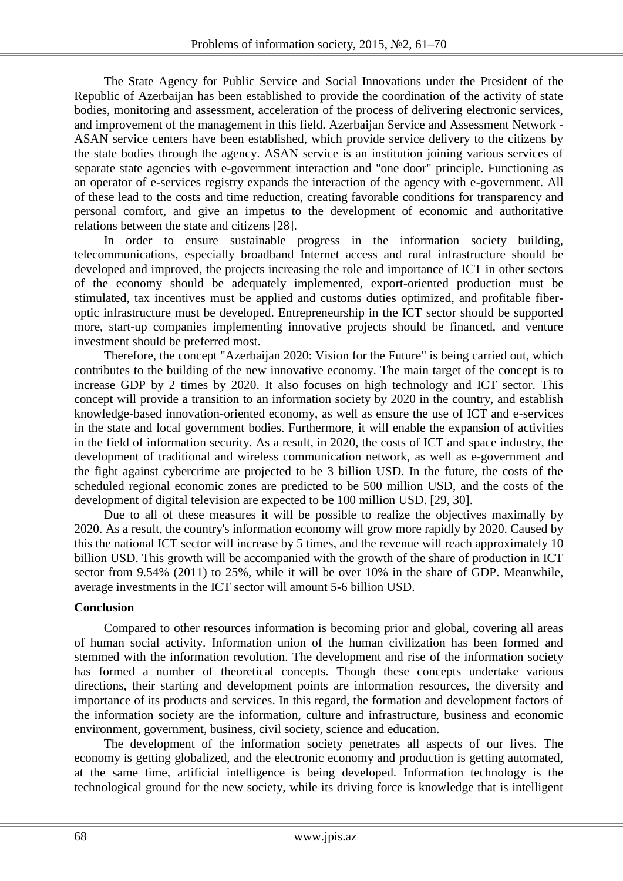The State Agency for Public Service and Social Innovations under the President of the Republic of Azerbaijan has been established to provide the coordination of the activity of state bodies, monitoring and assessment, acceleration of the process of delivering electronic services, and improvement of the management in this field. Azerbaijan Service and Assessment Network - ASAN service centers have been established, which provide service delivery to the citizens by the state bodies through the agency. ASAN service is an institution joining various services of separate state agencies with e-government interaction and "one door" principle. Functioning as an operator of e-services registry expands the interaction of the agency with e-government. All of these lead to the costs and time reduction, creating favorable conditions for transparency and personal comfort, and give an impetus to the development of economic and authoritative relations between the state and citizens [28].

In order to ensure sustainable progress in the information society building, telecommunications, especially broadband Internet access and rural infrastructure should be developed and improved, the projects increasing the role and importance of ICT in other sectors of the economy should be adequately implemented, export-oriented production must be stimulated, tax incentives must be applied and customs duties optimized, and profitable fiber-optic infrastructure must be developed. Entrepreneurship in the ICT sector should be supported more, start-up companies implementing innovative projects should be financed, and venture investment should be preferred most.

Therefore, the concept "Azerbaijan 2020: Vision for the Future" is being carried out, which contributes to the building of the new innovative economy. The main target of the concept is to increase GDP by 2 times by 2020. It also focuses on high technology and ICT sector. This concept will provide a transition to an information society by 2020 in the country, and establish knowledge-based innovation-oriented economy, as well as ensure the use of ICT and e-services in the state and local government bodies. Furthermore, it will enable the expansion of activities in the field of information security. As a result, in 2020, the costs of ICT and space industry, the development of traditional and wireless communication network, as well as e-government and the fight against cybercrime are projected to be 3 billion USD. In the future, the costs of the scheduled regional economic zones are predicted to be 500 million USD, and the costs of the development of digital television are expected to be 100 million USD. [29, 30].

Due to all of these measures it will be possible to realize the objectives maximally by 2020. As a result, the country's information economy will grow more rapidly by 2020. Caused by this the national ICT sector will increase by 5 times, and the revenue will reach approximately 10 billion USD. This growth will be accompanied with the growth of the share of production in ICT sector from 9.54% (2011) to 25%, while it will be over 10% in the share of GDP. Meanwhile, average investments in the ICT sector will amount 5-6 billion USD.

## Conclusion

Compared to other resources information is becoming prior and global, covering all areas of human social activity. Information union of the human civilization has been formed and stemmed with the information revolution. The development and rise of the information society has formed a number of theoretical concepts. Though these concepts undertake various directions, their starting and development points are information resources, the diversity and importance of its products and services. In this regard, the formation and development factors of the information society are the information, culture and infrastructure, business and economic environment, government, business, civil society, science and education.

The development of the information society penetrates all aspects of our lives. The economy is getting globalized, and the electronic economy and production is getting automated, at the same time, artificial intelligence is being developed. Information technology is the technological ground for the new society, while its driving force is knowledge that is intelligent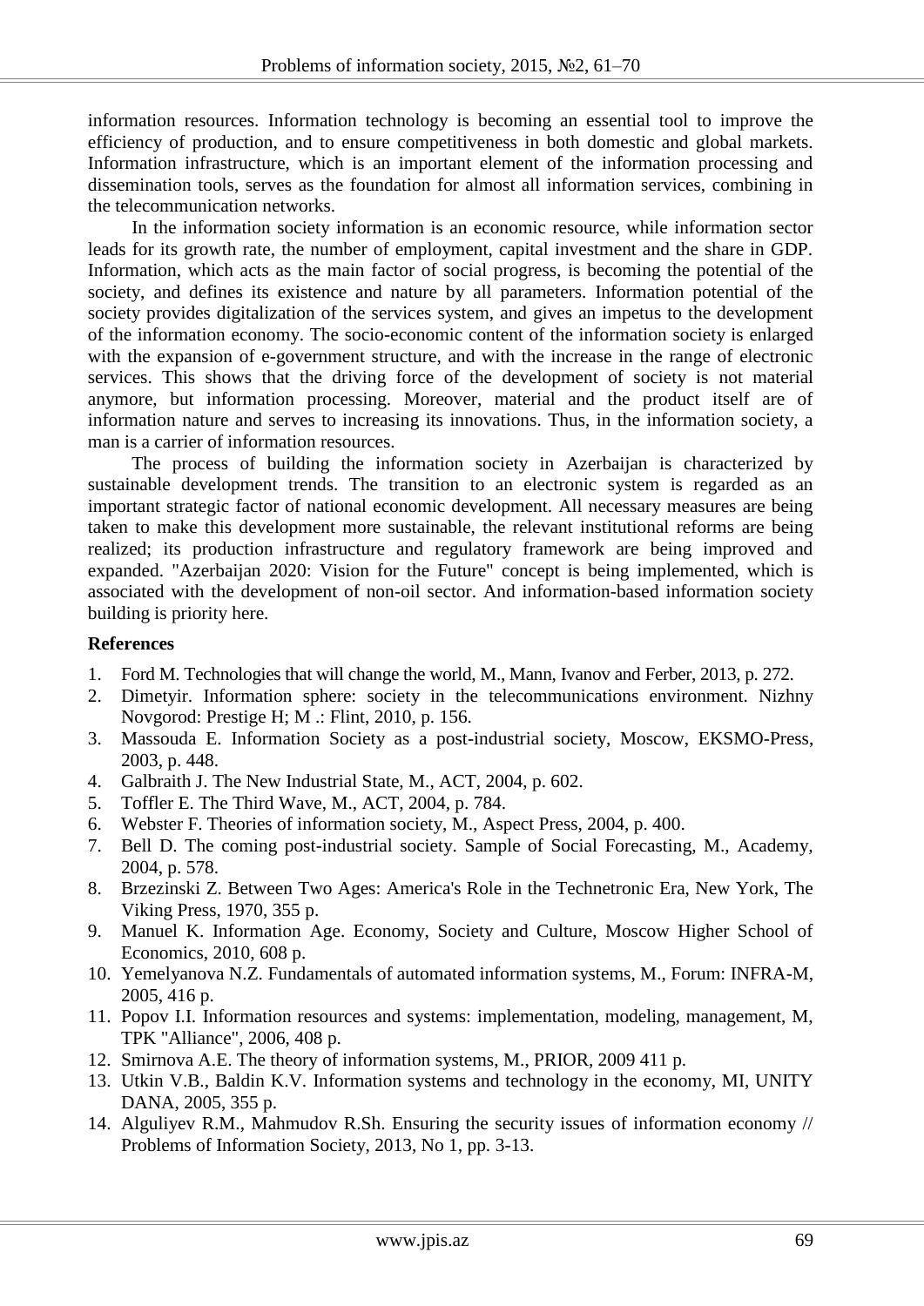information resources. Information technology is becoming an essential tool to improve the efficiency of production, and to ensure competitiveness in both domestic and global markets. Information infrastructure, which is an important element of the information processing and dissemination tools, serves as the foundation for almost all information services, combining in the telecommunication networks.

In the information society information is an economic resource, while information sector leads for its growth rate, the number of employment, capital investment and the share in GDP. Information, which acts as the main factor of social progress, is becoming the potential of the society, and defines its existence and nature by all parameters. Information potential of the society provides digitalization of the services system, and gives an impetus to the development of the information economy. The socio-economic content of the information society is enlarged with the expansion of e-government structure, and with the increase in the range of electronic services. This shows that the driving force of the development of society is not material anymore, but information processing. Moreover, material and the product itself are of information nature and serves to increasing its innovations. Thus, in the information society, a man is a carrier of information resources.

The process of building the information society in Azerbaijan is characterized by sustainable development trends. The transition to an electronic system is regarded as an important strategic factor of national economic development. All necessary measures are being taken to make this development more sustainable, the relevant institutional reforms are being realized; its production infrastructure and regulatory framework are being improved and expanded. "Azerbaijan 2020: Vision for the Future" concept is being implemented, which is associated with the development of non-oil sector. And information-based information society building is priority here.

**References**

1. Ford M. Technologies that will change the world, M., Mann, Ivanov and Ferber, 2013, p. 272.
2. Dimetyir. Information sphere: society in the telecommunications environment. Nizhny Novgorod: Prestige H; M .: Flint, 2010, p. 156.
3. Massouda E. Information Society as a post-industrial society, Moscow, EKSMO-Press, 2003, p. 448.
4. Galbraith J. The New Industrial State, M., ACT, 2004, p. 602.
5. Toffler E. The Third Wave, M., ACT, 2004, p. 784.
6. Webster F. Theories of information society, M., Aspect Press, 2004, p. 400.
7. Bell D. The coming post-industrial society. Sample of Social Forecasting, M., Academy, 2004, p. 578.
8. Brzezinski Z. Between Two Ages: America's Role in the Technetronic Era, New York, The Viking Press, 1970, 355 p.
9. Manuel K. Information Age. Economy, Society and Culture, Moscow Higher School of Economics, 2010, 608 p.
10. Yemelyanova N.Z. Fundamentals of automated information systems, M., Forum: INFRA-M, 2005, 416 p.
11. Popov I.I. Information resources and systems: implementation, modeling, management, M, TPK "Alliance", 2006, 408 p.
12. Smirnova A.E. The theory of information systems, M., PRIOR, 2009 411 p.
13. Utkin V.B., Baldin K.V. Information systems and technology in the economy, MI, UNITY DANA, 2005, 355 p.
14. Alguliyev R.M., Mahmudov R.Sh. Ensuring the security issues of information economy // Problems of Information Society, 2013, No 1, pp. 3-13.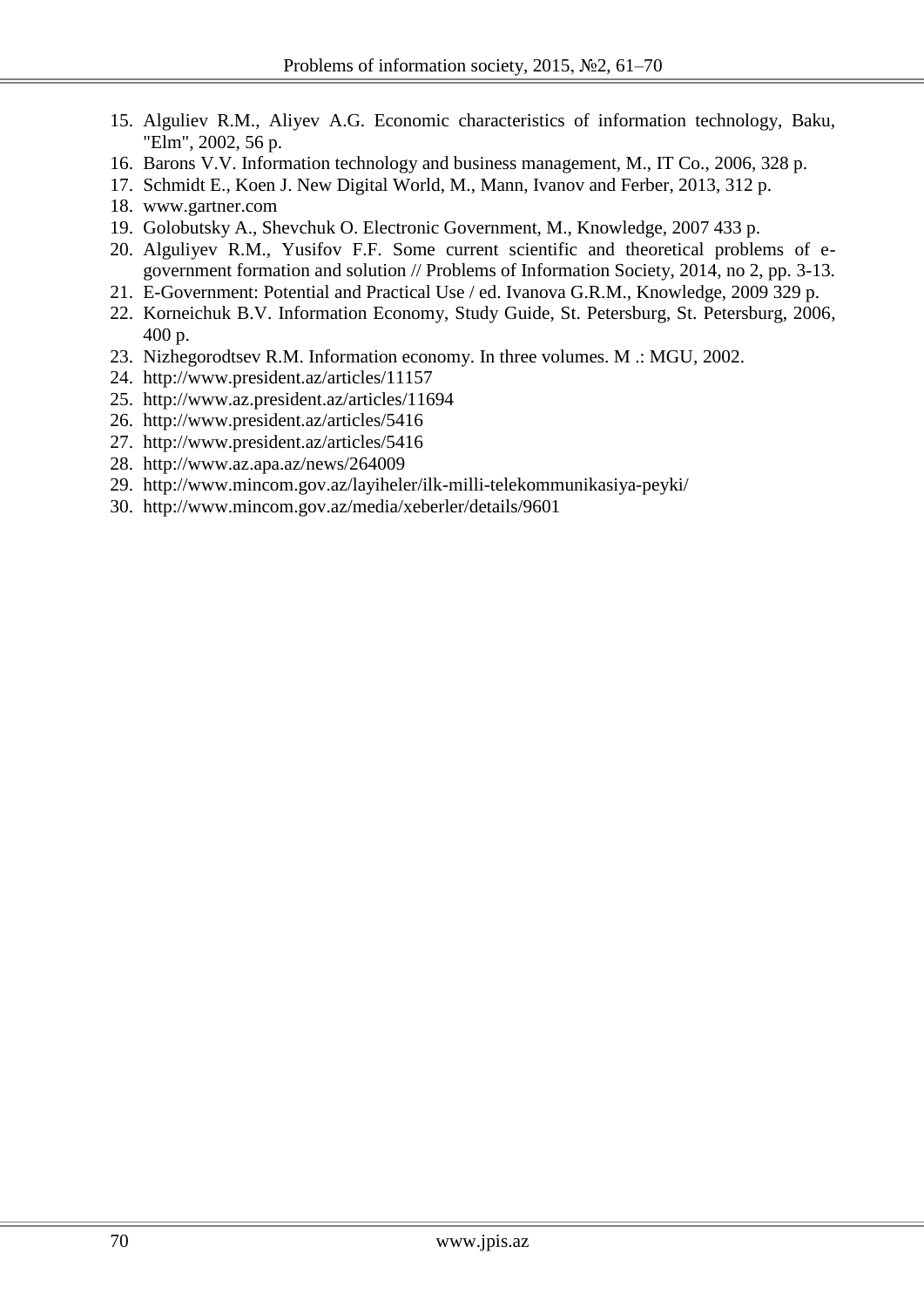15. Alguliev R.M., Aliyev A.G. Economic characteristics of information technology, Baku, "Elm", 2002, 56 p.
16. Barons V.V. Information technology and business management, M., IT Co., 2006, 328 p.
17. Schmidt E., Koen J. New Digital World, M., Mann, Ivanov and Ferber, 2013, 312 p.
18. www.gartner.com
19. Golobutsky A., Shevchuk O. Electronic Government, M., Knowledge, 2007 433 p.
20. Alguliyev R.M., Yusifov F.F. Some current scientific and theoretical problems of e-government formation and solution // Problems of Information Society, 2014, no 2, pp. 3-13.
21. E-Government: Potential and Practical Use / ed. Ivanova G.R.M., Knowledge, 2009 329 p.
22. Korneichuk B.V. Information Economy, Study Guide, St. Petersburg, St. Petersburg, 2006, 400 p.
23. Nizhegorodtsev R.M. Information economy. In three volumes. M .: MGU, 2002.
24. http://www.president.az/articles/11157
25. http://www.az.president.az/articles/11694
26. http://www.president.az/articles/5416
27. http://www.president.az/articles/5416
28. http://www.az.apa.az/news/264009
29. http://www.mincom.gov.az/layiheler/ilk-milli-telekommunikasiya-peyki/
30. http://www.mincom.gov.az/media/xeberler/details/9601